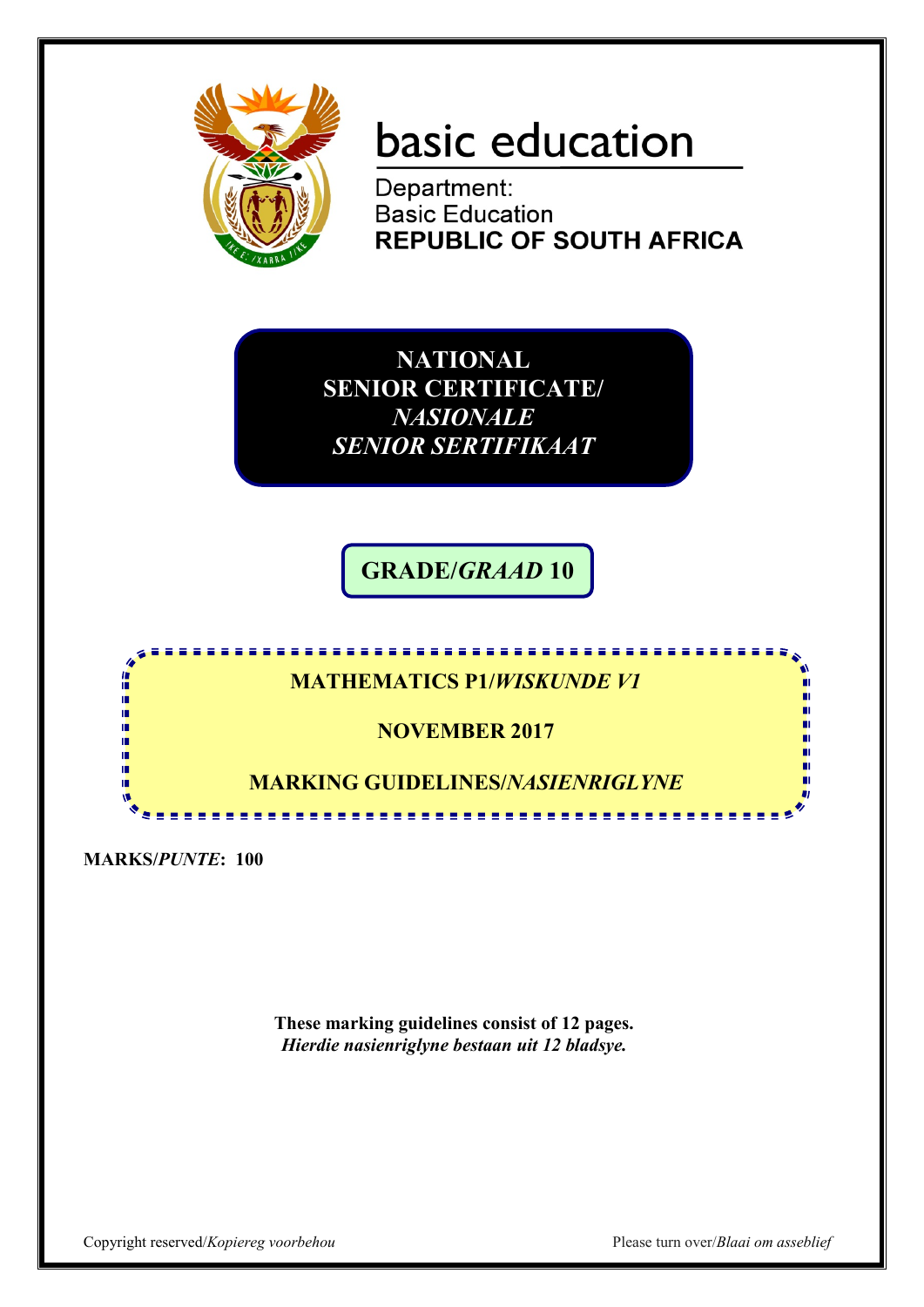# basic education

Department:
Basic Education
**REPUBLIC OF SOUTH AFRICA**

**NATIONAL SENIOR CERTIFICATE/**
***NASIONALE SENIOR SERTIFIKAAT***

**GRADE/*GRAAD* 10**

**MATHEMATICS P1/*WISKUNDE V1***

**NOVEMBER 2017**

**MARKING GUIDELINES/*NASIENRIGLYNE***

**MARKS/*PUNTE*: 100**

**These marking guidelines consist of 12 pages.**
***Hierdie nasienriglyne bestaan uit 12 bladsye.***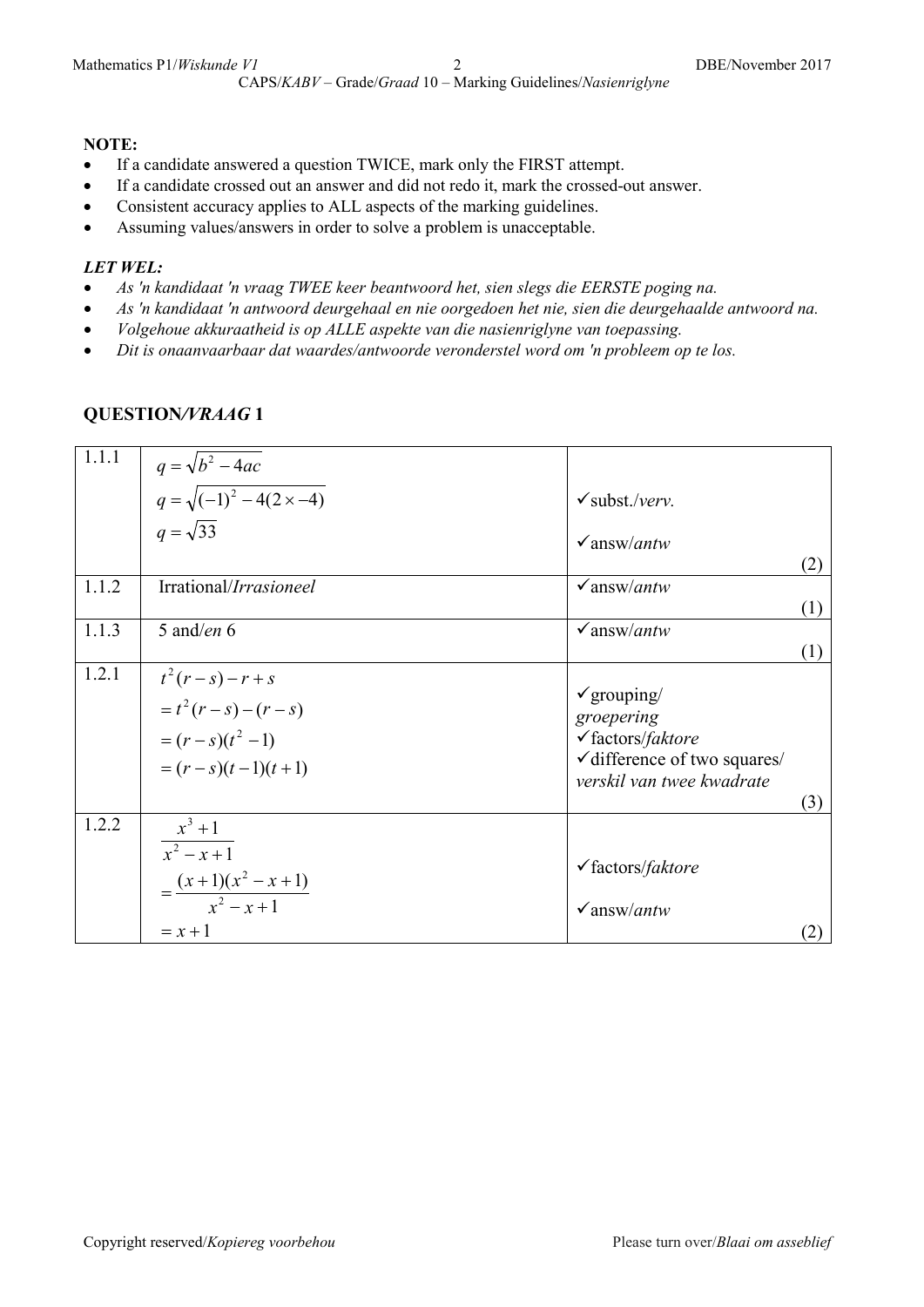**NOTE:**

- If a candidate answered a question TWICE, mark only the FIRST attempt.
- If a candidate crossed out an answer and did not redo it, mark the crossed-out answer.
- Consistent accuracy applies to ALL aspects of the marking guidelines.
- Assuming values/answers in order to solve a problem is unacceptable.

***LET WEL:***

- *As 'n kandidaat 'n vraag TWEE keer beantwoord het, sien slegs die EERSTE poging na.*
- *As 'n kandidaat 'n antwoord deurgehaal en nie oorgedoen het nie, sien die deurgehaalde antwoord na.*
- *Volgehoue akkuraatheid is op ALLE aspekte van die nasienriglyne van toepassing.*
- *Dit is onaanvaarbaar dat waardes/antwoorde veronderstel word om 'n probleem op te los.*

## QUESTION/*VRAAG* 1

| | | |
|---|---|---|
| 1.1.1 | $q = \sqrt{b^2 - 4ac}$<br>$q = \sqrt{(-1)^2 - 4(2 \times -4)}$<br>$q = \sqrt{33}$ | ✓subst./*verv.*<br>✓answ/*antw*<br>(2) |
| 1.1.2 | Irrational/*Irrasioneel* | ✓answ/*antw*<br>(1) |
| 1.1.3 | 5 and/*en* 6 | ✓answ/*antw*<br>(1) |
| 1.2.1 | $t^2(r-s) - r + s$<br>$= t^2(r-s) - (r-s)$<br>$= (r-s)(t^2 - 1)$<br>$= (r-s)(t-1)(t+1)$ | ✓grouping/ *groepering*<br>✓factors/*faktore*<br>✓difference of two squares/ *verskil van twee kwadrate*<br>(3) |
| 1.2.2 | $\dfrac{x^3 + 1}{x^2 - x + 1}$<br>$= \dfrac{(x+1)(x^2 - x + 1)}{x^2 - x + 1}$<br>$= x + 1$ | ✓factors/*faktore*<br>✓answ/*antw*<br>(2) |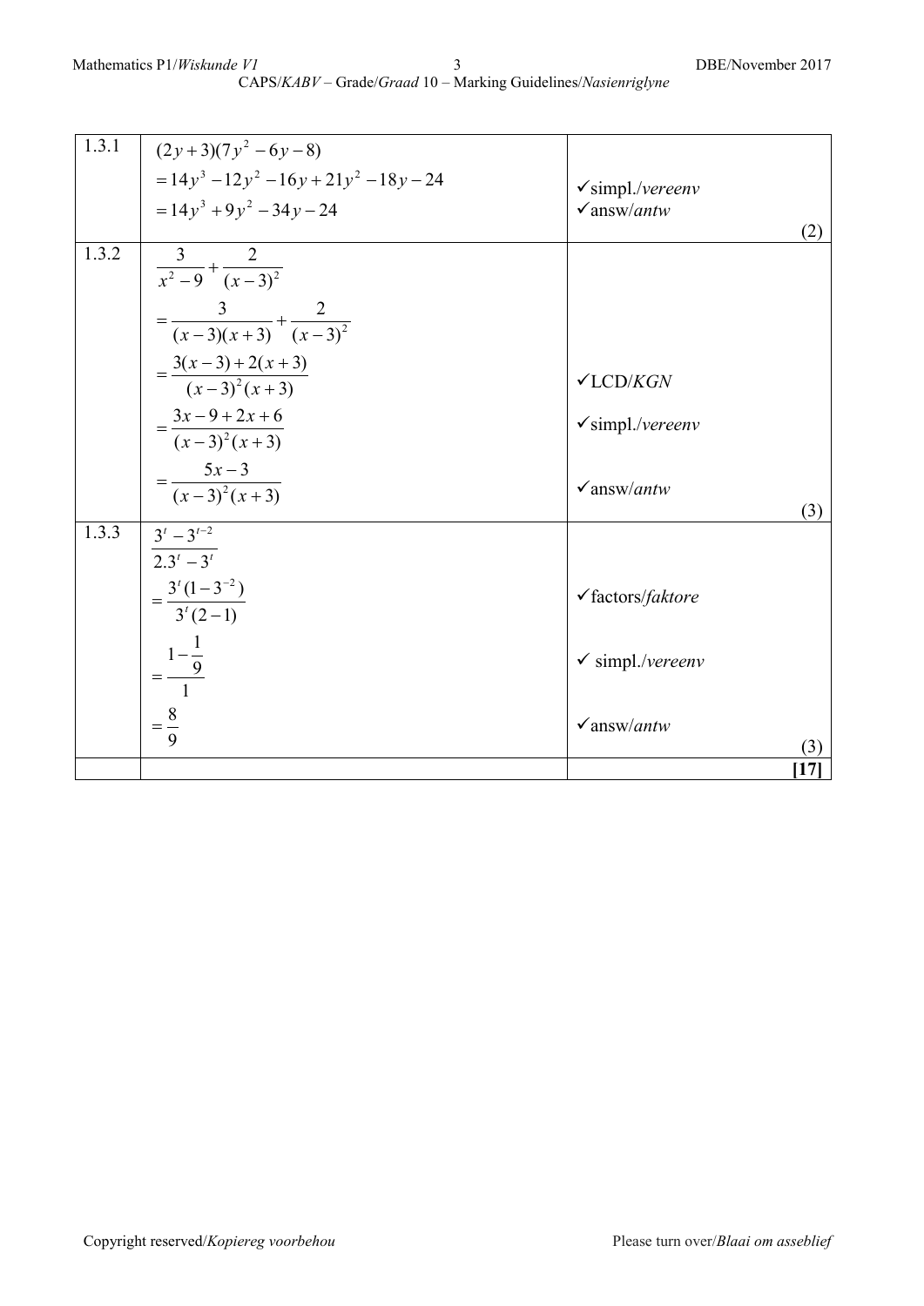| | | |
|---|---|---|
| 1.3.1 | $(2y+3)(7y^2-6y-8)$<br>$=14y^3-12y^2-16y+21y^2-18y-24$<br>$=14y^3+9y^2-34y-24$ | ✓simpl./*vereenv*<br>✓answ/*antw*<br>(2) |
| 1.3.2 | $\dfrac{3}{x^2-9}+\dfrac{2}{(x-3)^2}$<br>$=\dfrac{3}{(x-3)(x+3)}+\dfrac{2}{(x-3)^2}$<br>$=\dfrac{3(x-3)+2(x+3)}{(x-3)^2(x+3)}$<br>$=\dfrac{3x-9+2x+6}{(x-3)^2(x+3)}$<br>$=\dfrac{5x-3}{(x-3)^2(x+3)}$ | ✓LCD/*KGN*<br>✓simpl./*vereenv*<br>✓answ/*antw*<br>(3) |
| 1.3.3 | $\dfrac{3^t-3^{t-2}}{2.3^t-3^t}$<br>$=\dfrac{3^t(1-3^{-2})}{3^t(2-1)}$<br>$=\dfrac{1-\frac{1}{9}}{1}$<br>$=\dfrac{8}{9}$ | ✓factors/*faktore*<br>✓ simpl./*vereenv*<br>✓answ/*antw*<br>(3) |
| | | **[17]** |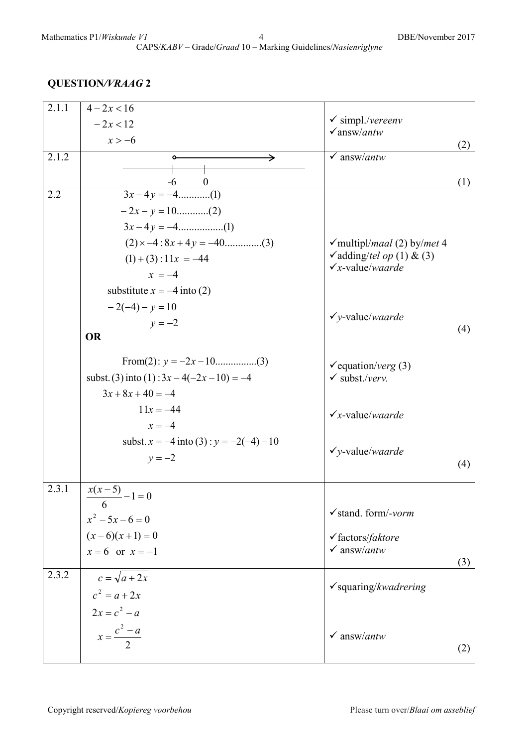## QUESTION/*VRAAG* 2

| | | |
|---|---|---|
| 2.1.1 | $4-2x<16$<br>$-2x<12$<br>$x>-6$ | ✓ simpl./*vereenv*<br>✓answ/*antw*<br>(2) |
| 2.1.2 | Number line: open circle at -6, arrow pointing right; marks at -6 and 0 | ✓ answ/*antw*<br>(1) |
| 2.2 | $3x-4y=-4$............(1)<br>$-2x-y=10$............(2)<br>$3x-4y=-4$.................(1)<br>$(2)\times -4: 8x+4y=-40$..............(3)<br>$(1)+(3): 11x=-44$<br>$x=-4$<br>substitute $x=-4$ into (2)<br>$-2(-4)-y=10$<br>$y=-2$<br>**OR**<br>From(2): $y=-2x-10$................(3)<br>subst. (3) into (1) : $3x-4(-2x-10)=-4$<br>$3x+8x+40=-4$<br>$11x=-44$<br>$x=-4$<br>subst. $x=-4$ into (3) : $y=-2(-4)-10$<br>$y=-2$ | ✓multipl/*maal* (2) by/*met* 4<br>✓adding/*tel op* (1) & (3)<br>✓$x$-value/*waarde*<br>✓$y$-value/*waarde*<br>(4)<br><br>✓equation/*verg* (3)<br>✓ subst./*verv.*<br>✓$x$-value/*waarde*<br>✓$y$-value/*waarde*<br>(4) |
| 2.3.1 | $\frac{x(x-5)}{6}-1=0$<br>$x^2-5x-6=0$<br>$(x-6)(x+1)=0$<br>$x=6$ or $x=-1$ | ✓stand. form/*-vorm*<br>✓factors/*faktore*<br>✓ answ/*antw*<br>(3) |
| 2.3.2 | $c=\sqrt{a+2x}$<br>$c^2=a+2x$<br>$2x=c^2-a$<br>$x=\frac{c^2-a}{2}$ | ✓squaring/*kwadrering*<br>✓ answ/*antw*<br>(2) |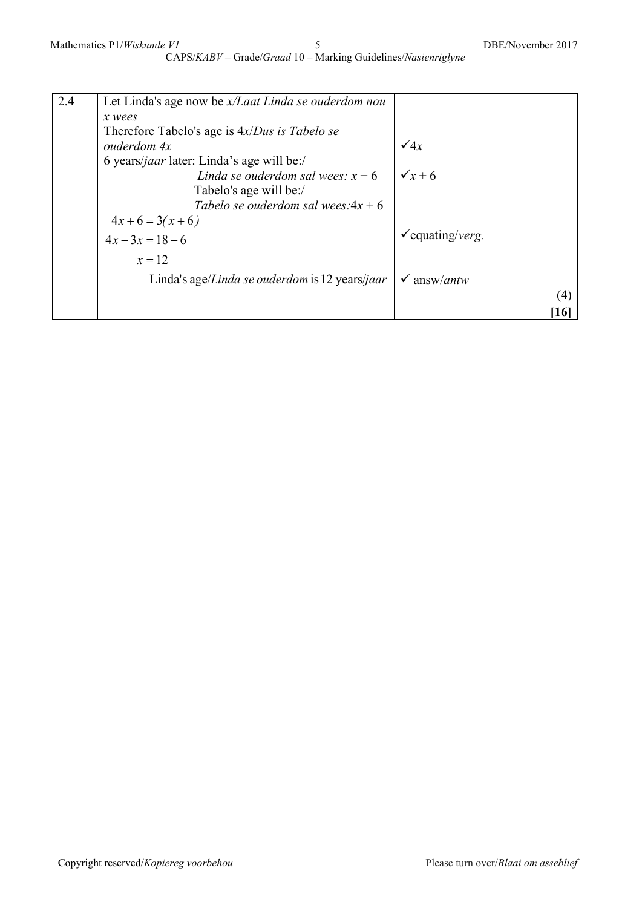| | | |
|---|---|---|
| 2.4 | Let Linda's age now be *x/Laat Linda se ouderdom nou x wees*<br>Therefore Tabelo's age is $4x$/*Dus is Tabelo se ouderdom 4x*<br>6 years/*jaar* later: Linda's age will be:/<br>*Linda se ouderdom sal wees:* $x + 6$<br>Tabelo's age will be:/<br>*Tabelo se ouderdom sal wees:* $4x + 6$<br>$4x + 6 = 3(x + 6)$<br>$4x - 3x = 18 - 6$<br>$x = 12$<br>Linda's age/*Linda se ouderdom* is 12 years/*jaar* | ✓$4x$<br>✓$x + 6$<br>✓equating/*verg.*<br>✓ answ/*antw*<br>(4) |
| | | **[16]** |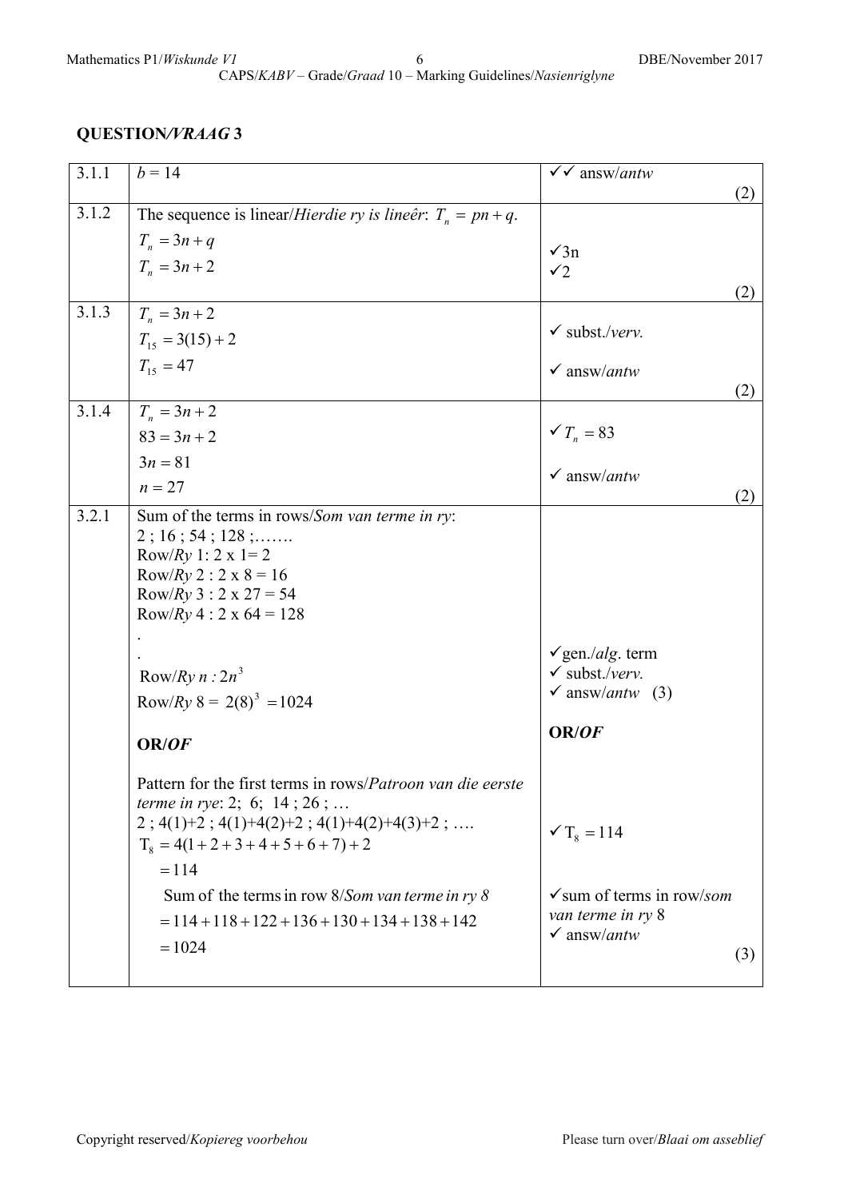## QUESTION/*VRAAG* 3

| | | |
|---|---|---|
| 3.1.1 | $b = 14$ | ✓✓ answ/*antw* (2) |
| 3.1.2 | The sequence is linear/*Hierdie ry is lineêr*: $T_n = pn + q$.<br>$T_n = 3n + q$<br>$T_n = 3n + 2$ | ✓3n<br>✓2 (2) |
| 3.1.3 | $T_n = 3n + 2$<br>$T_{15} = 3(15) + 2$<br>$T_{15} = 47$ | ✓ subst./*verv.*<br>✓ answ/*antw* (2) |
| 3.1.4 | $T_n = 3n + 2$<br>$83 = 3n + 2$<br>$3n = 81$<br>$n = 27$ | ✓ $T_n = 83$<br>✓ answ/*antw* (2) |
| 3.2.1 | Sum of the terms in rows/*Som van terme in ry*:<br>2 ; 16 ; 54 ; 128 ;…….<br>Row/*Ry* 1: 2 x 1= 2<br>Row/*Ry* 2 : 2 x 8 = 16<br>Row/*Ry* 3 : 2 x 27 = 54<br>Row/*Ry* 4 : 2 x 64 = 128<br>.<br>.<br>Row/*Ry* *n* : $2n^3$<br>Row/*Ry* 8 = $2(8)^3 = 1024$<br><br>**OR/*OF***<br><br>Pattern for the first terms in rows/*Patroon van die eerste terme in rye*: 2; 6; 14 ; 26 ; …<br>2 ; 4(1)+2 ; 4(1)+4(2)+2 ; 4(1)+4(2)+4(3)+2 ; ….<br>$T_8 = 4(1+2+3+4+5+6+7)+2$<br>$= 114$<br>Sum of the terms in row 8/*Som van terme in ry 8*<br>$= 114 + 118 + 122 + 136 + 130 + 134 + 138 + 142$<br>$= 1024$ | ✓gen./*alg.* term<br>✓ subst./*verv.*<br>✓ answ/*antw* (3)<br><br>**OR/*OF***<br><br>✓ $T_8 = 114$<br><br>✓sum of terms in row/*som van terme in ry* 8<br>✓ answ/*antw* (3) |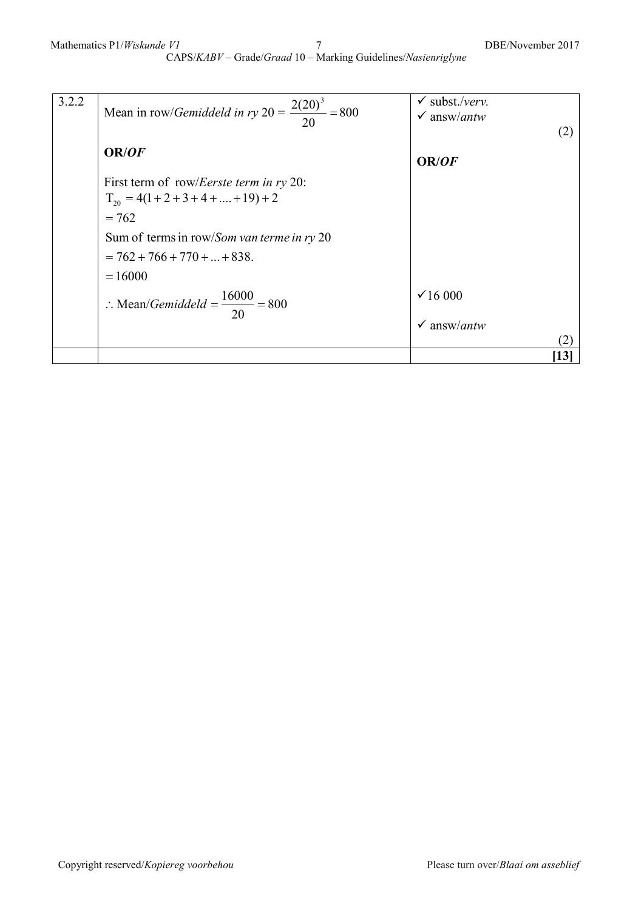| | | |
|---|---|---|
| 3.2.2 | Mean in row/*Gemiddeld in ry* 20 = $\frac{2(20)^3}{20} = 800$ | ✓ subst./*verv.*<br>✓ answ/*antw*<br>(2) |
| | **OR/*OF*** | **OR/*OF*** |
| | First term of row/*Eerste term in ry* 20:<br>$T_{20} = 4(1+2+3+4+....+19)+2$<br>$= 762$<br>Sum of terms in row/*Som van terme in ry* 20<br>$= 762+766+770+...+838.$<br>$= 16000$<br>$\therefore$ Mean/*Gemiddeld* $= \frac{16000}{20} = 800$ | ✓16 000<br>✓ answ/*antw*<br>(2) |
| | | **[13]** |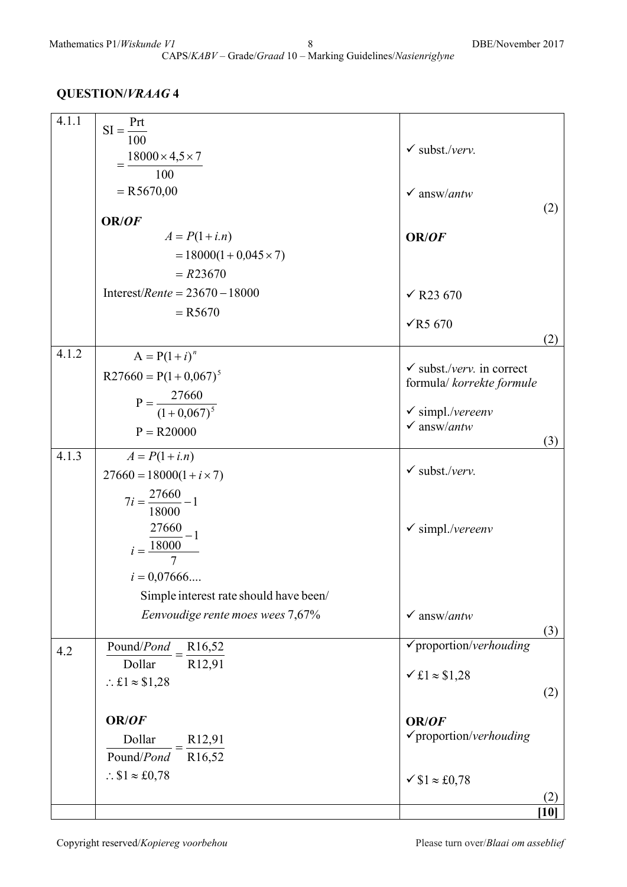## QUESTION/*VRAAG* 4

| | | |
|---|---|---|
| 4.1.1 | $\text{SI} = \frac{\text{Prt}}{100}$ <br> $= \frac{18000 \times 4{,}5 \times 7}{100}$ <br> $= \text{R}5670{,}00$ | ✓ subst./*verv.* <br><br> ✓ answ/*antw* <br> (2) |
| | **OR/*OF*** <br> $A = P(1 + i.n)$ <br> $= 18000(1 + 0{,}045 \times 7)$ <br> $= R23670$ <br> Interest/*Rente* $= 23670 - 18000$ <br> $= \text{R}5670$ | **OR/*OF*** <br><br><br> ✓ R23 670 <br><br> ✓R5 670 <br> (2) |
| 4.1.2 | $\text{A} = \text{P}(1 + i)^n$ <br> $\text{R}27660 = \text{P}(1 + 0{,}067)^5$ <br> $\text{P} = \frac{27660}{(1 + 0{,}067)^5}$ <br> $\text{P} = \text{R}20000$ | ✓ subst./*verv.* in correct formula/ *korrekte formule* <br><br> ✓ simpl./*vereenv* <br> ✓ answ/*antw* <br> (3) |
| 4.1.3 | $A = P(1 + i.n)$ <br> $27660 = 18000(1 + i \times 7)$ <br> $7i = \frac{27660}{18000} - 1$ <br> $i = \frac{\frac{27660}{18000} - 1}{7}$ <br> $i = 0{,}07666....$ <br> Simple interest rate should have been/ <br> *Eenvoudige rente moes wees* 7,67% | ✓ subst./*verv.* <br><br><br> ✓ simpl./*vereenv* <br><br><br> ✓ answ/*antw* <br> (3) |
| 4.2 | $\frac{\text{Pound/}\textit{Pond}}{\text{Dollar}} = \frac{\text{R}16{,}52}{\text{R}12{,}91}$ <br> $\therefore £1 \approx \$1{,}28$ | ✓proportion/*verhouding* <br><br> ✓ $£1 \approx \$1{,}28$ <br> (2) |
| | **OR/*OF*** <br> $\frac{\text{Dollar}}{\text{Pound/}\textit{Pond}} = \frac{\text{R}12{,}91}{\text{R}16{,}52}$ <br> $\therefore \$1 \approx £0{,}78$ | **OR/*OF*** <br> ✓proportion/*verhouding* <br><br> ✓ $\$1 \approx £0{,}78$ <br> (2) |
| | | **[10]** |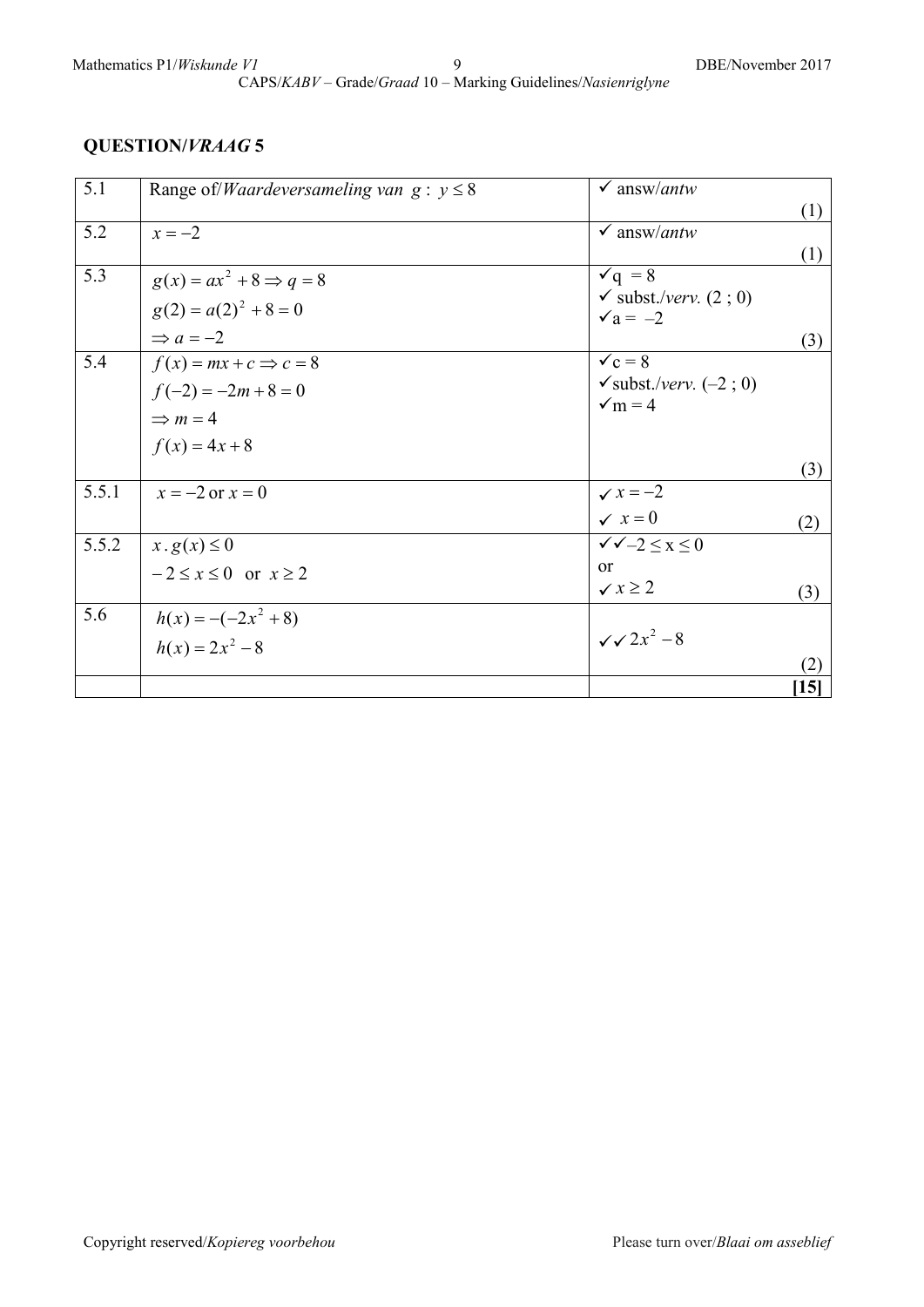## QUESTION/*VRAAG* 5

| | | |
|---|---|---|
| 5.1 | Range of/*Waardeversameling van* $g$ : $y \leq 8$ | ✓ answ/*antw* (1) |
| 5.2 | $x = -2$ | ✓ answ/*antw* (1) |
| 5.3 | $g(x) = ax^2 + 8 \Rightarrow q = 8$<br>$g(2) = a(2)^2 + 8 = 0$<br>$\Rightarrow a = -2$ | ✓q = 8<br>✓ subst./*verv.* (2 ; 0)<br>✓a = –2 (3) |
| 5.4 | $f(x) = mx + c \Rightarrow c = 8$<br>$f(-2) = -2m + 8 = 0$<br>$\Rightarrow m = 4$<br>$f(x) = 4x + 8$ | ✓c = 8<br>✓subst./*verv.* (–2 ; 0)<br>✓m = 4 (3) |
| 5.5.1 | $x = -2$ or $x = 0$ | ✓ $x = -2$<br>✓ $x = 0$ (2) |
| 5.5.2 | $x \,.\, g(x) \leq 0$<br>$-2 \leq x \leq 0$ or $x \geq 2$ | ✓✓ $-2 \leq x \leq 0$<br>or<br>✓ $x \geq 2$ (3) |
| 5.6 | $h(x) = -(-2x^2 + 8)$<br>$h(x) = 2x^2 - 8$ | ✓✓ $2x^2 - 8$ (2) |
| | | **[15]** |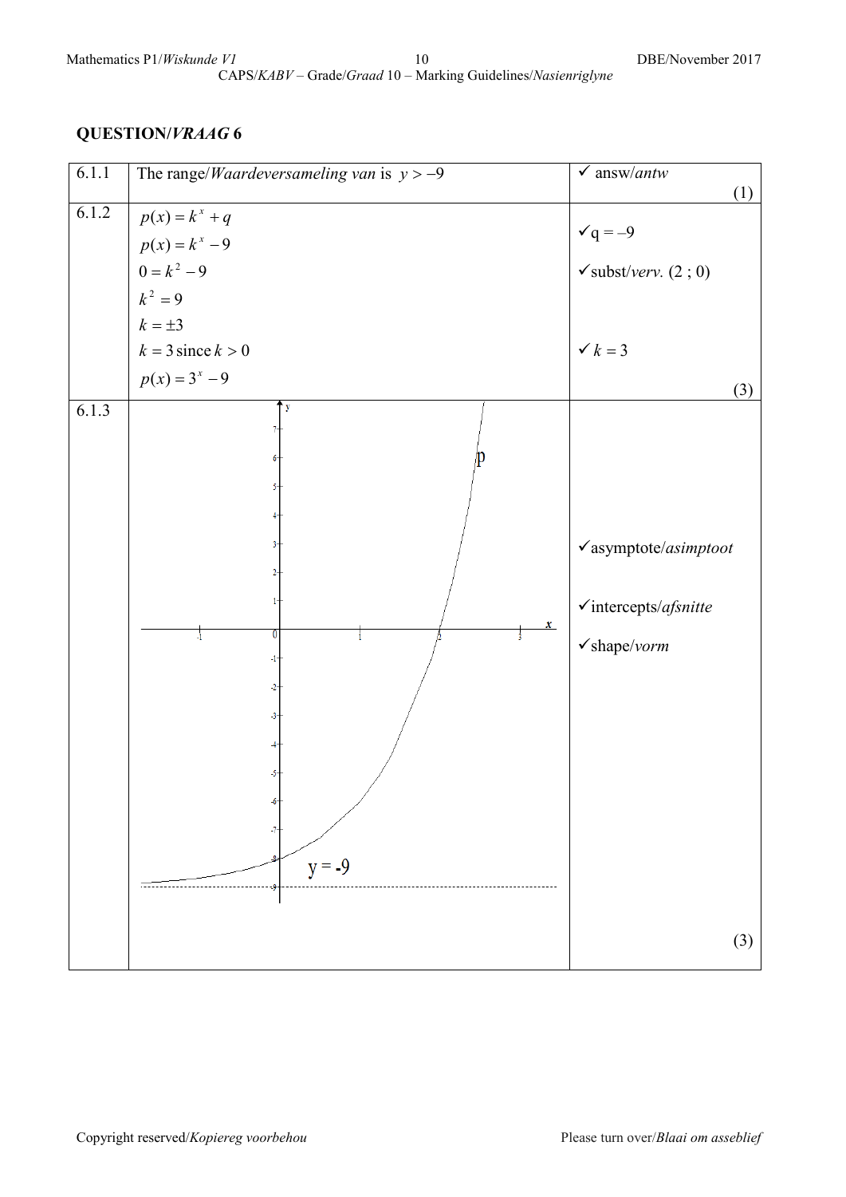## QUESTION/*VRAAG* 6

| | | |
|---|---|---|
| 6.1.1 | The range/*Waardeversameling van* is $y > -9$ | ✓ answ/*antw* (1) |
| 6.1.2 | $p(x) = k^x + q$<br>$p(x) = k^x - 9$<br>$0 = k^2 - 9$<br>$k^2 = 9$<br>$k = \pm 3$<br>$k = 3$ since $k > 0$<br>$p(x) = 3^x - 9$ | ✓$q = -9$<br>✓subst/*verv.* $(2 ; 0)$<br>✓ $k = 3$ (3) |
| 6.1.3 | [Graph of $p$ with asymptote $y = -9$] | ✓asymptote/*asimptoot*<br>✓intercepts/*afsnitte*<br>✓shape/*vorm* (3) |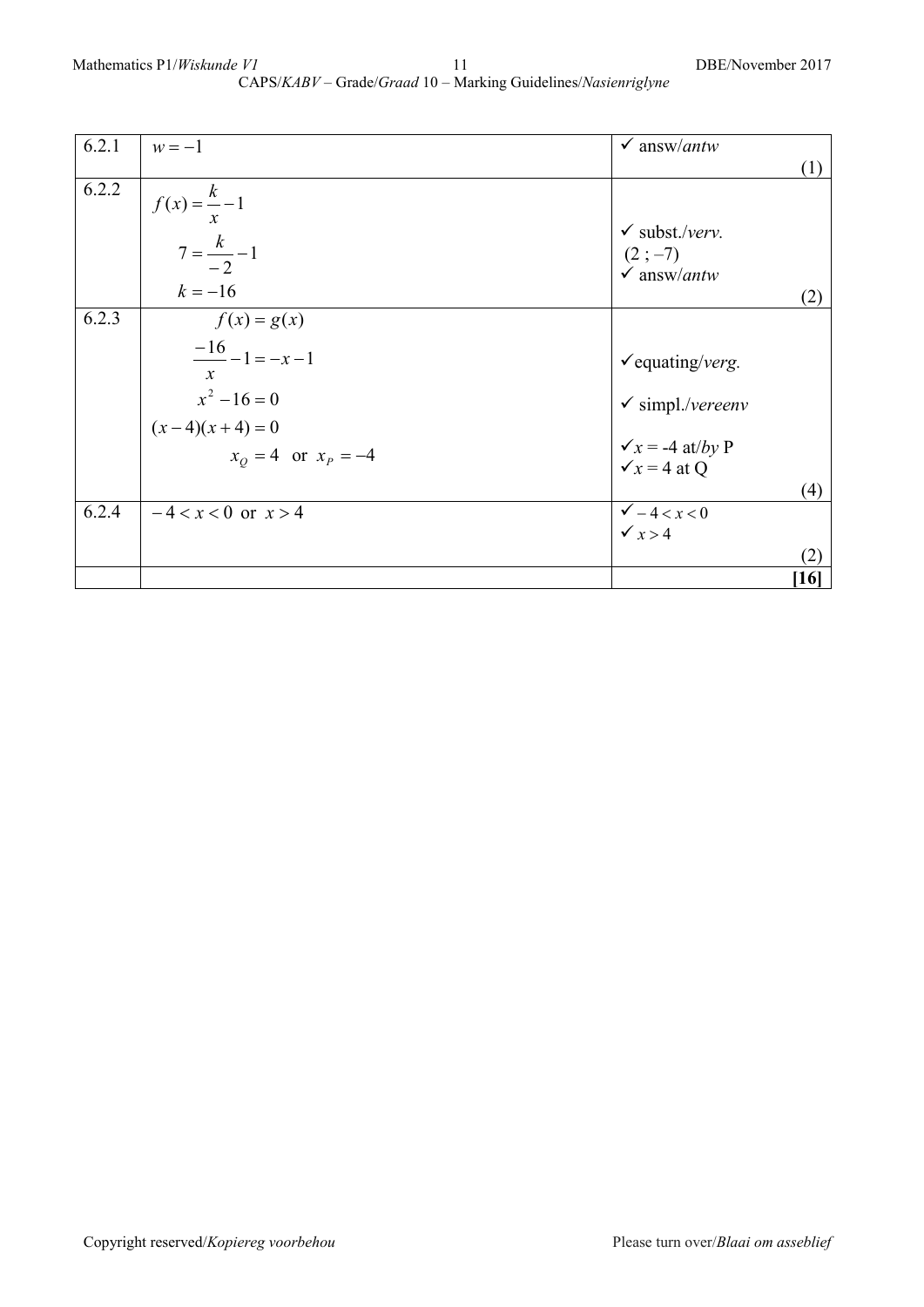| | | |
|---|---|---|
| 6.2.1 | $w = -1$ | ✓ answ/*antw* (1) |
| 6.2.2 | $f(x) = \frac{k}{x} - 1$ <br> $7 = \frac{k}{-2} - 1$ <br> $k = -16$ | ✓ subst./*verv.* $(2 ; -7)$ <br> ✓ answ/*antw* (2) |
| 6.2.3 | $f(x) = g(x)$ <br> $\frac{-16}{x} - 1 = -x - 1$ <br> $x^2 - 16 = 0$ <br> $(x-4)(x+4) = 0$ <br> $x_Q = 4$ or $x_P = -4$ | ✓equating/*verg.* <br> ✓ simpl./*vereenv* <br> ✓$x$ = -4 at/*by* P <br> ✓$x$ = 4 at Q (4) |
| 6.2.4 | $-4 < x < 0$ or $x > 4$ | ✓ $-4 < x < 0$ <br> ✓ $x > 4$ (2) |
| | | **[16]** |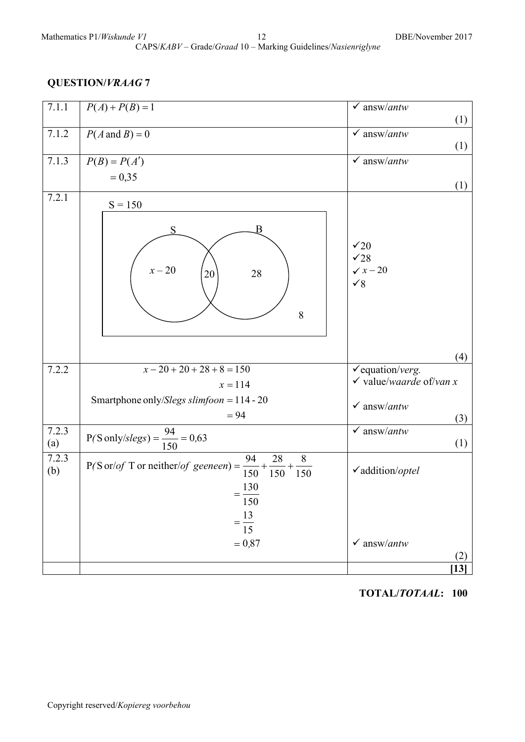## QUESTION/*VRAAG* 7

| | | |
|---|---|---|
| 7.1.1 | $P(A) + P(B) = 1$ | ✓ answ/*antw* (1) |
| 7.1.2 | $P(A \text{ and } B) = 0$ | ✓ answ/*antw* (1) |
| 7.1.3 | $P(B) = P(A')$ <br> $= 0{,}35$ | ✓ answ/*antw* (1) |
| 7.2.1 | S = 150 <br> S: $x - 20$ ; S∩B: 20 ; B: 28 ; outside: 8 | ✓20 <br> ✓28 <br> ✓ $x - 20$ <br> ✓8 <br> (4) |
| 7.2.2 | $x - 20 + 20 + 28 + 8 = 150$ <br> $x = 114$ <br> Smartphone only/*Slegs slimfoon* $= 114 - 20$ <br> $= 94$ | ✓equation/*verg.* <br> ✓ value/*waarde* of/*van* $x$ <br> ✓ answ/*antw* <br> (3) |
| 7.2.3 (a) | $P(\text{S only/}slegs) = \frac{94}{150} = 0{,}63$ | ✓ answ/*antw* (1) |
| 7.2.3 (b) | $P(\text{S or/}of\text{ T or neither/}of\ geeneen) = \frac{94}{150} + \frac{28}{150} + \frac{8}{150}$ <br> $= \frac{130}{150}$ <br> $= \frac{13}{15}$ <br> $= 0{,}87$ | ✓addition/*optel* <br> ✓ answ/*antw* <br> (2) |
| | | **[13]** |

**TOTAL/*TOTAAL*: 100**